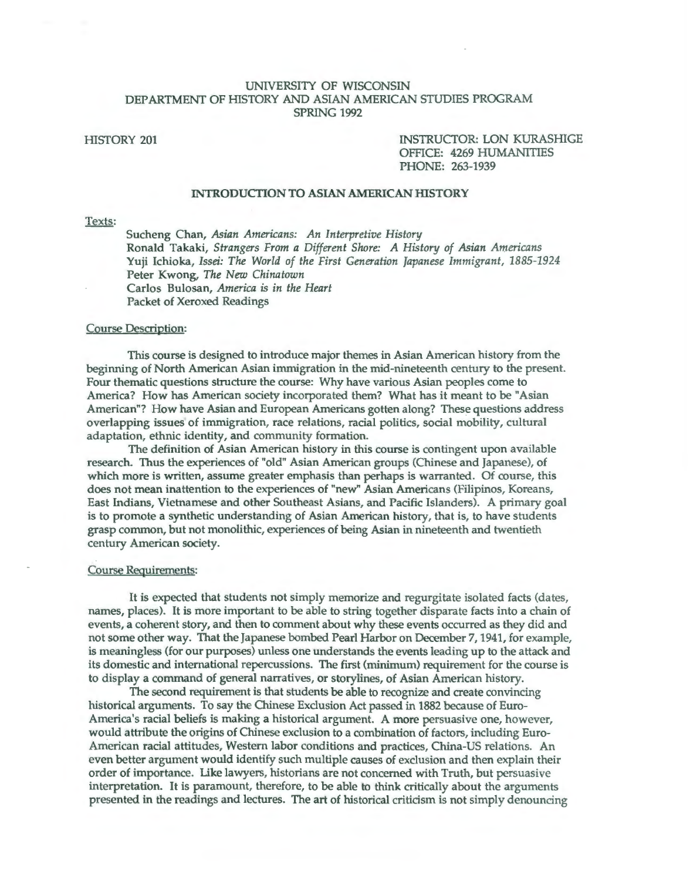UNIVERSITY OF WISCONSIN
DEPARTMENT OF HISTORY AND ASIAN AMERICAN STUDIES PROGRAM
SPRING 1992

HISTORY 201

INSTRUCTOR: LON KURASHIGE
OFFICE: 4269 HUMANITIES
PHONE: 263-1939

## INTRODUCTION TO ASIAN AMERICAN HISTORY

Texts:

Sucheng Chan, *Asian Americans: An Interpretive History*
Ronald Takaki, *Strangers From a Different Shore: A History of Asian Americans*
Yuji Ichioka, *Issei: The World of the First Generation Japanese Immigrant, 1885-1924*
Peter Kwong, *The New Chinatown*
Carlos Bulosan, *America is in the Heart*
Packet of Xeroxed Readings

Course Description:

This course is designed to introduce major themes in Asian American history from the beginning of North American Asian immigration in the mid-nineteenth century to the present. Four thematic questions structure the course: Why have various Asian peoples come to America? How has American society incorporated them? What has it meant to be "Asian American"? How have Asian and European Americans gotten along? These questions address overlapping issues of immigration, race relations, racial politics, social mobility, cultural adaptation, ethnic identity, and community formation.

The definition of Asian American history in this course is contingent upon available research. Thus the experiences of "old" Asian American groups (Chinese and Japanese), of which more is written, assume greater emphasis than perhaps is warranted. Of course, this does not mean inattention to the experiences of "new" Asian Americans (Filipinos, Koreans, East Indians, Vietnamese and other Southeast Asians, and Pacific Islanders). A primary goal is to promote a synthetic understanding of Asian American history, that is, to have students grasp common, but not monolithic, experiences of being Asian in nineteenth and twentieth century American society.

Course Requirements:

It is expected that students not simply memorize and regurgitate isolated facts (dates, names, places). It is more important to be able to string together disparate facts into a chain of events, a coherent story, and then to comment about why these events occurred as they did and not some other way. That the Japanese bombed Pearl Harbor on December 7, 1941, for example, is meaningless (for our purposes) unless one understands the events leading up to the attack and its domestic and international repercussions. The first (minimum) requirement for the course is to display a command of general narratives, or storylines, of Asian American history.

The second requirement is that students be able to recognize and create convincing historical arguments. To say the Chinese Exclusion Act passed in 1882 because of Euro-America's racial beliefs is making a historical argument. A more persuasive one, however, would attribute the origins of Chinese exclusion to a combination of factors, including Euro-American racial attitudes, Western labor conditions and practices, China-US relations. An even better argument would identify such multiple causes of exclusion and then explain their order of importance. Like lawyers, historians are not concerned with Truth, but persuasive interpretation. It is paramount, therefore, to be able to think critically about the arguments presented in the readings and lectures. The art of historical criticism is not simply denouncing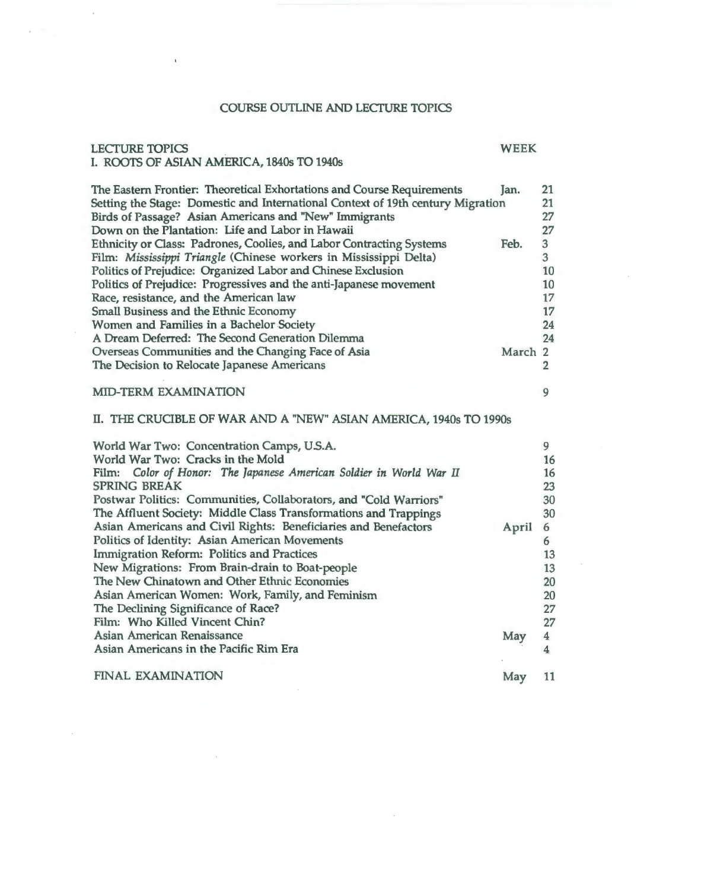# COURSE OUTLINE AND LECTURE TOPICS

| LECTURE TOPICS | WEEK | |
|---|---|---|
| **I. ROOTS OF ASIAN AMERICA, 1840s TO 1940s** | | |
| The Eastern Frontier: Theoretical Exhortations and Course Requirements | Jan. | 21 |
| Setting the Stage: Domestic and International Context of 19th century Migration | | 21 |
| Birds of Passage? Asian Americans and "New" Immigrants | | 27 |
| Down on the Plantation: Life and Labor in Hawaii | | 27 |
| Ethnicity or Class: Padrones, Coolies, and Labor Contracting Systems | Feb. | 3 |
| Film: *Mississippi Triangle* (Chinese workers in Mississippi Delta) | | 3 |
| Politics of Prejudice: Organized Labor and Chinese Exclusion | | 10 |
| Politics of Prejudice: Progressives and the anti-Japanese movement | | 10 |
| Race, resistance, and the American law | | 17 |
| Small Business and the Ethnic Economy | | 17 |
| Women and Families in a Bachelor Society | | 24 |
| A Dream Deferred: The Second Generation Dilemma | | 24 |
| Overseas Communities and the Changing Face of Asia | March | 2 |
| The Decision to Relocate Japanese Americans | | 2 |
| MID-TERM EXAMINATION | | 9 |
| **II. THE CRUCIBLE OF WAR AND A "NEW" ASIAN AMERICA, 1940s TO 1990s** | | |
| World War Two: Concentration Camps, U.S.A. | | 9 |
| World War Two: Cracks in the Mold | | 16 |
| Film: *Color of Honor: The Japanese American Soldier in World War II* | | 16 |
| SPRING BREAK | | 23 |
| Postwar Politics: Communities, Collaborators, and "Cold Warriors" | | 30 |
| The Affluent Society: Middle Class Transformations and Trappings | | 30 |
| Asian Americans and Civil Rights: Beneficiaries and Benefactors | April | 6 |
| Politics of Identity: Asian American Movements | | 6 |
| Immigration Reform: Politics and Practices | | 13 |
| New Migrations: From Brain-drain to Boat-people | | 13 |
| The New Chinatown and Other Ethnic Economies | | 20 |
| Asian American Women: Work, Family, and Feminism | | 20 |
| The Declining Significance of Race? | | 27 |
| Film: Who Killed Vincent Chin? | | 27 |
| Asian American Renaissance | May | 4 |
| Asian Americans in the Pacific Rim Era | | 4 |
| FINAL EXAMINATION | May | 11 |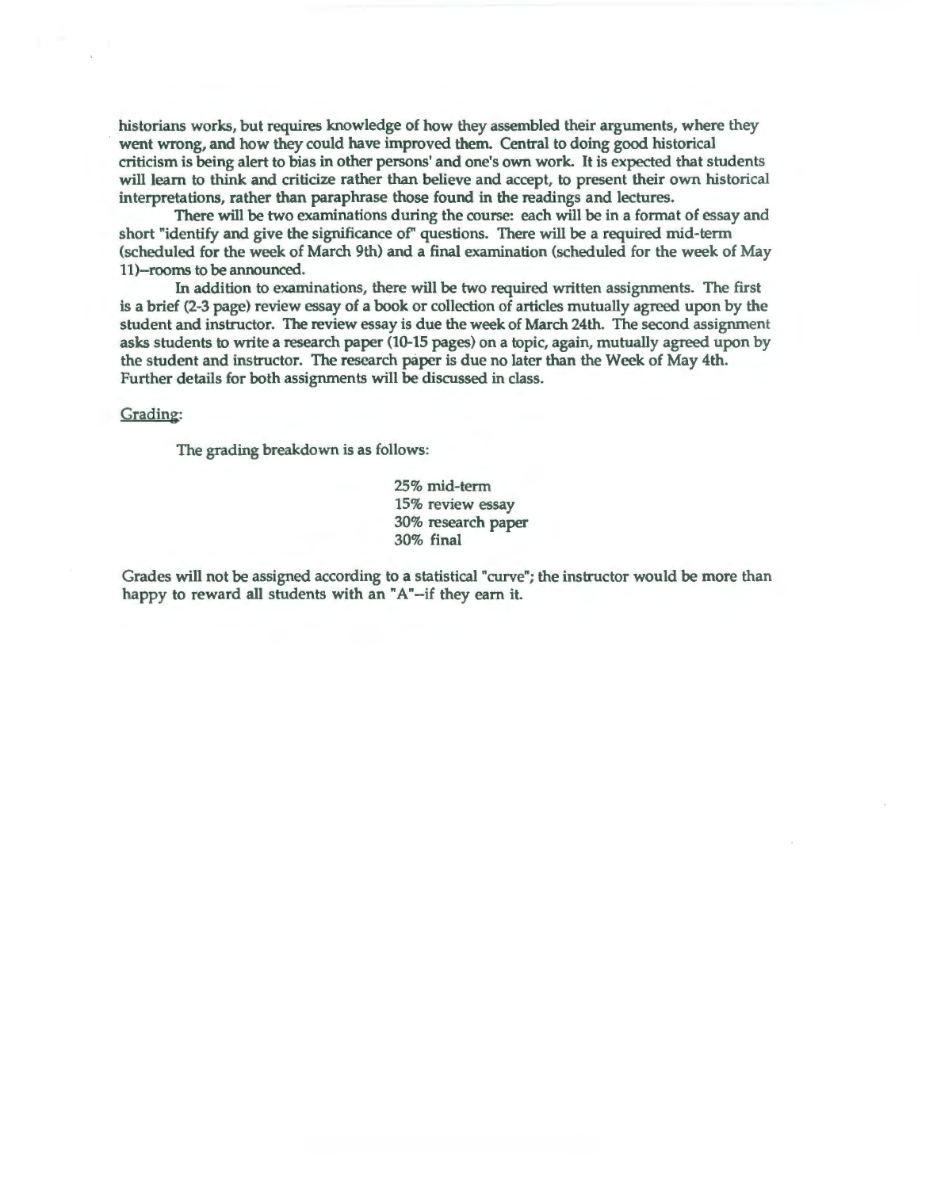historians works, but requires knowledge of how they assembled their arguments, where they went wrong, and how they could have improved them. Central to doing good historical criticism is being alert to bias in other persons' and one's own work. It is expected that students will learn to think and criticize rather than believe and accept, to present their own historical interpretations, rather than paraphrase those found in the readings and lectures.

There will be two examinations during the course: each will be in a format of essay and short "identify and give the significance of" questions. There will be a required mid-term (scheduled for the week of March 9th) and a final examination (scheduled for the week of May 11)--rooms to be announced.

In addition to examinations, there will be two required written assignments. The first is a brief (2-3 page) review essay of a book or collection of articles mutually agreed upon by the student and instructor. The review essay is due the week of March 24th. The second assignment asks students to write a research paper (10-15 pages) on a topic, again, mutually agreed upon by the student and instructor. The research paper is due no later than the Week of May 4th. Further details for both assignments will be discussed in class.

Grading:

The grading breakdown is as follows:

25% mid-term
15% review essay
30% research paper
30% final

Grades will not be assigned according to a statistical "curve"; the instructor would be more than happy to reward all students with an "A"--if they earn it.